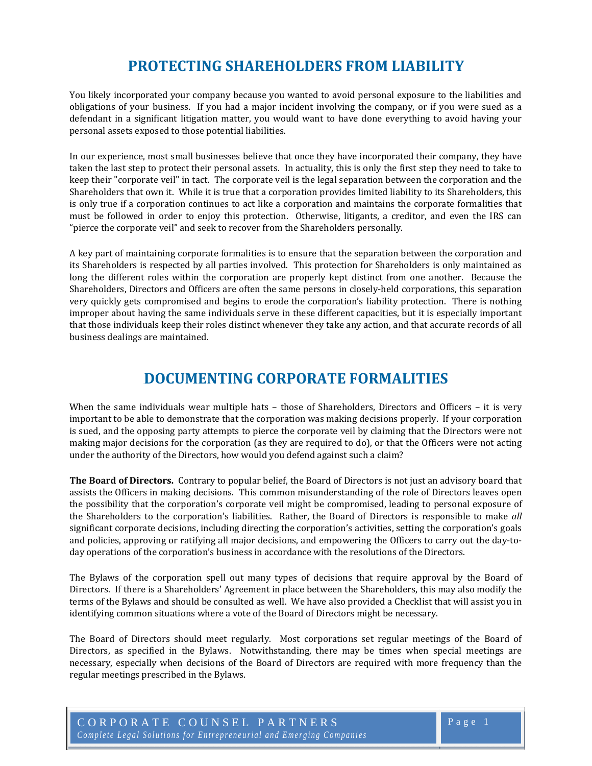# PROTECTING SHAREHOLDERS FROM LIABILITY

You likely incorporated your company because you wanted to avoid personal exposure to the liabilities and obligations of your business. If you had a major incident involving the company, or if you were sued as a defendant in a significant litigation matter, you would want to have done everything to avoid having your personal assets exposed to those potential liabilities.

In our experience, most small businesses believe that once they have incorporated their company, they have taken the last step to protect their personal assets. In actuality, this is only the first step they need to take to keep their "corporate veil" in tact. The corporate veil is the legal separation between the corporation and the Shareholders that own it. While it is true that a corporation provides limited liability to its Shareholders, this is only true if a corporation continues to act like a corporation and maintains the corporate formalities that must be followed in order to enjoy this protection. Otherwise, litigants, a creditor, and even the IRS can "pierce the corporate veil" and seek to recover from the Shareholders personally.

A key part of maintaining corporate formalities is to ensure that the separation between the corporation and its Shareholders is respected by all parties involved. This protection for Shareholders is only maintained as long the different roles within the corporation are properly kept distinct from one another. Because the Shareholders, Directors and Officers are often the same persons in closely-held corporations, this separation very quickly gets compromised and begins to erode the corporation's liability protection. There is nothing improper about having the same individuals serve in these different capacities, but it is especially important that those individuals keep their roles distinct whenever they take any action, and that accurate records of all business dealings are maintained.

# DOCUMENTING CORPORATE FORMALITIES

When the same individuals wear multiple hats – those of Shareholders, Directors and Officers – it is very important to be able to demonstrate that the corporation was making decisions properly. If your corporation is sued, and the opposing party attempts to pierce the corporate veil by claiming that the Directors were not making major decisions for the corporation (as they are required to do), or that the Officers were not acting under the authority of the Directors, how would you defend against such a claim?

**The Board of Directors.** Contrary to popular belief, the Board of Directors is not just an advisory board that assists the Officers in making decisions. This common misunderstanding of the role of Directors leaves open the possibility that the corporation's corporate veil might be compromised, leading to personal exposure of the Shareholders to the corporation's liabilities. Rather, the Board of Directors is responsible to make *all* significant corporate decisions, including directing the corporation's activities, setting the corporation's goals and policies, approving or ratifying all major decisions, and empowering the Officers to carry out the day-to-day operations of the corporation's business in accordance with the resolutions of the Directors.

The Bylaws of the corporation spell out many types of decisions that require approval by the Board of Directors. If there is a Shareholders' Agreement in place between the Shareholders, this may also modify the terms of the Bylaws and should be consulted as well. We have also provided a Checklist that will assist you in identifying common situations where a vote of the Board of Directors might be necessary.

The Board of Directors should meet regularly. Most corporations set regular meetings of the Board of Directors, as specified in the Bylaws. Notwithstanding, there may be times when special meetings are necessary, especially when decisions of the Board of Directors are required with more frequency than the regular meetings prescribed in the Bylaws.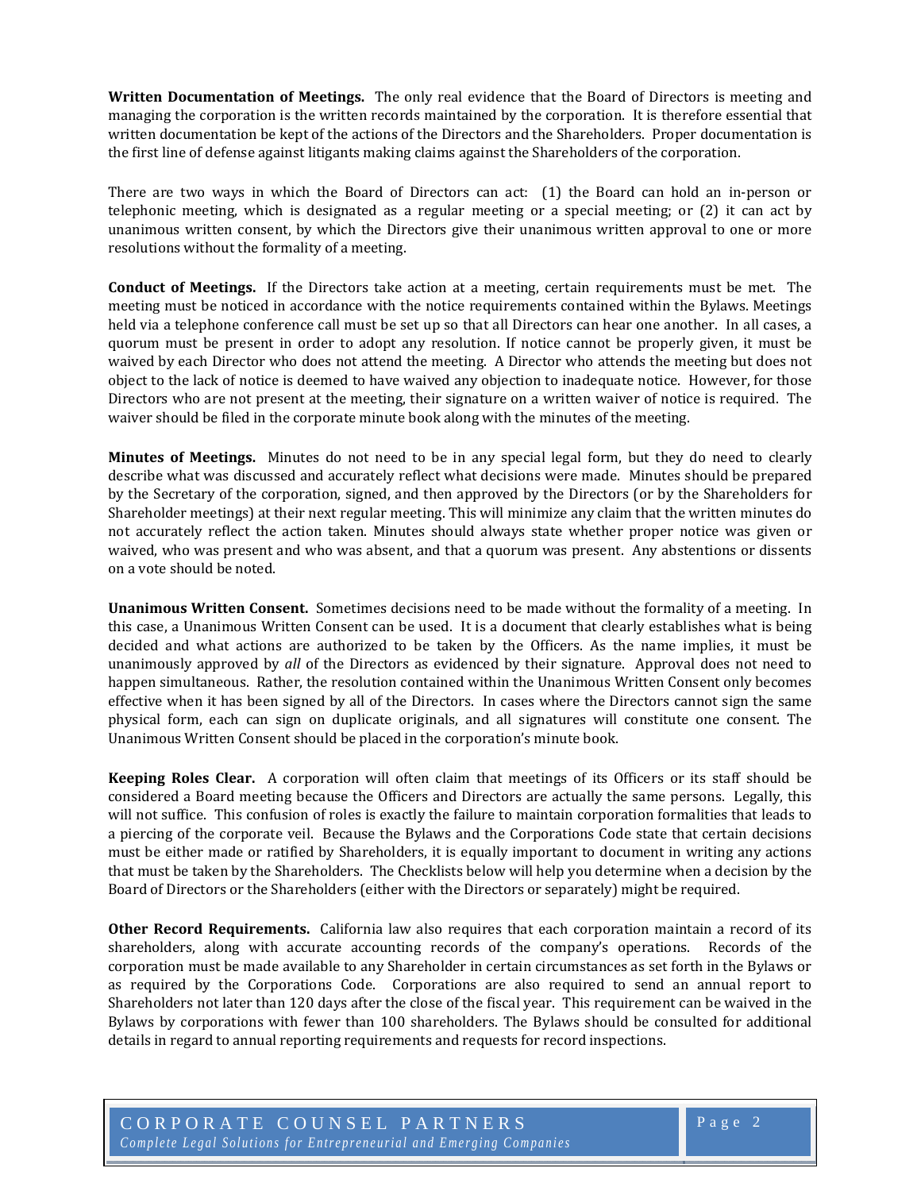**Written Documentation of Meetings.** The only real evidence that the Board of Directors is meeting and managing the corporation is the written records maintained by the corporation. It is therefore essential that written documentation be kept of the actions of the Directors and the Shareholders. Proper documentation is the first line of defense against litigants making claims against the Shareholders of the corporation.

There are two ways in which the Board of Directors can act: (1) the Board can hold an in-person or telephonic meeting, which is designated as a regular meeting or a special meeting; or (2) it can act by unanimous written consent, by which the Directors give their unanimous written approval to one or more resolutions without the formality of a meeting.

**Conduct of Meetings.** If the Directors take action at a meeting, certain requirements must be met. The meeting must be noticed in accordance with the notice requirements contained within the Bylaws. Meetings held via a telephone conference call must be set up so that all Directors can hear one another. In all cases, a quorum must be present in order to adopt any resolution. If notice cannot be properly given, it must be waived by each Director who does not attend the meeting. A Director who attends the meeting but does not object to the lack of notice is deemed to have waived any objection to inadequate notice. However, for those Directors who are not present at the meeting, their signature on a written waiver of notice is required. The waiver should be filed in the corporate minute book along with the minutes of the meeting.

**Minutes of Meetings.** Minutes do not need to be in any special legal form, but they do need to clearly describe what was discussed and accurately reflect what decisions were made. Minutes should be prepared by the Secretary of the corporation, signed, and then approved by the Directors (or by the Shareholders for Shareholder meetings) at their next regular meeting. This will minimize any claim that the written minutes do not accurately reflect the action taken. Minutes should always state whether proper notice was given or waived, who was present and who was absent, and that a quorum was present. Any abstentions or dissents on a vote should be noted.

**Unanimous Written Consent.** Sometimes decisions need to be made without the formality of a meeting. In this case, a Unanimous Written Consent can be used. It is a document that clearly establishes what is being decided and what actions are authorized to be taken by the Officers. As the name implies, it must be unanimously approved by *all* of the Directors as evidenced by their signature. Approval does not need to happen simultaneous. Rather, the resolution contained within the Unanimous Written Consent only becomes effective when it has been signed by all of the Directors. In cases where the Directors cannot sign the same physical form, each can sign on duplicate originals, and all signatures will constitute one consent. The Unanimous Written Consent should be placed in the corporation's minute book.

**Keeping Roles Clear.** A corporation will often claim that meetings of its Officers or its staff should be considered a Board meeting because the Officers and Directors are actually the same persons. Legally, this will not suffice. This confusion of roles is exactly the failure to maintain corporation formalities that leads to a piercing of the corporate veil. Because the Bylaws and the Corporations Code state that certain decisions must be either made or ratified by Shareholders, it is equally important to document in writing any actions that must be taken by the Shareholders. The Checklists below will help you determine when a decision by the Board of Directors or the Shareholders (either with the Directors or separately) might be required.

**Other Record Requirements.** California law also requires that each corporation maintain a record of its shareholders, along with accurate accounting records of the company's operations. Records of the corporation must be made available to any Shareholder in certain circumstances as set forth in the Bylaws or as required by the Corporations Code. Corporations are also required to send an annual report to Shareholders not later than 120 days after the close of the fiscal year. This requirement can be waived in the Bylaws by corporations with fewer than 100 shareholders. The Bylaws should be consulted for additional details in regard to annual reporting requirements and requests for record inspections.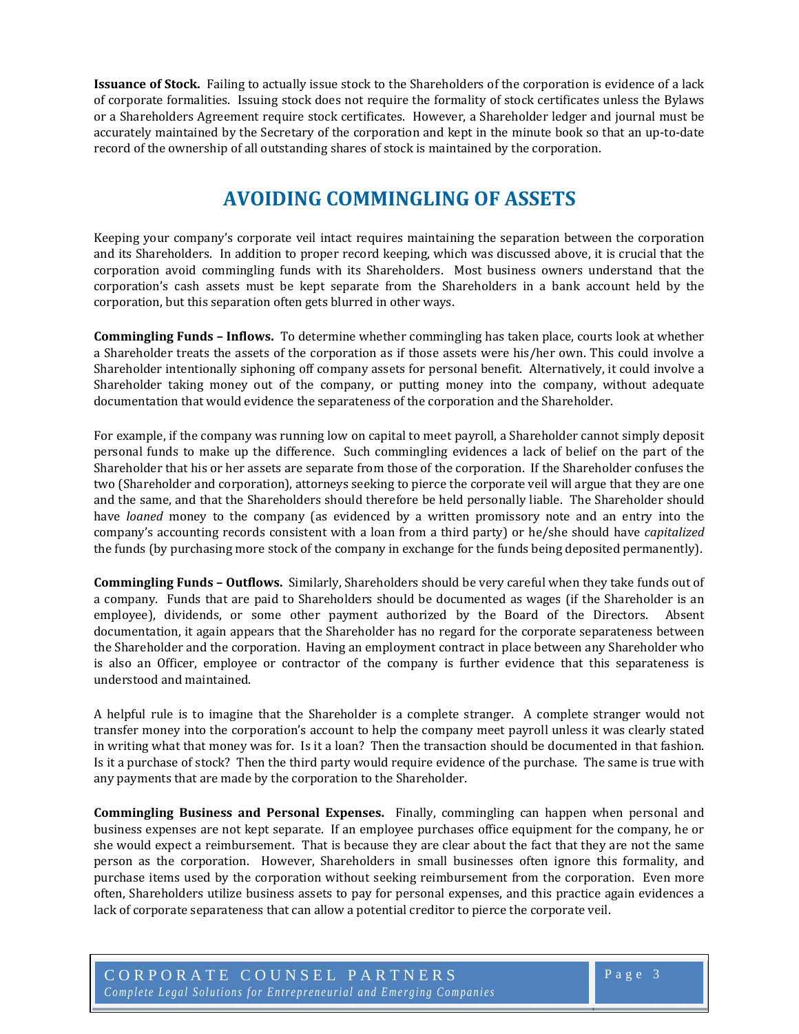**Issuance of Stock.** Failing to actually issue stock to the Shareholders of the corporation is evidence of a lack of corporate formalities. Issuing stock does not require the formality of stock certificates unless the Bylaws or a Shareholders Agreement require stock certificates. However, a Shareholder ledger and journal must be accurately maintained by the Secretary of the corporation and kept in the minute book so that an up-to-date record of the ownership of all outstanding shares of stock is maintained by the corporation.

## AVOIDING COMMINGLING OF ASSETS

Keeping your company's corporate veil intact requires maintaining the separation between the corporation and its Shareholders. In addition to proper record keeping, which was discussed above, it is crucial that the corporation avoid commingling funds with its Shareholders. Most business owners understand that the corporation's cash assets must be kept separate from the Shareholders in a bank account held by the corporation, but this separation often gets blurred in other ways.

**Commingling Funds – Inflows.** To determine whether commingling has taken place, courts look at whether a Shareholder treats the assets of the corporation as if those assets were his/her own. This could involve a Shareholder intentionally siphoning off company assets for personal benefit. Alternatively, it could involve a Shareholder taking money out of the company, or putting money into the company, without adequate documentation that would evidence the separateness of the corporation and the Shareholder.

For example, if the company was running low on capital to meet payroll, a Shareholder cannot simply deposit personal funds to make up the difference. Such commingling evidences a lack of belief on the part of the Shareholder that his or her assets are separate from those of the corporation. If the Shareholder confuses the two (Shareholder and corporation), attorneys seeking to pierce the corporate veil will argue that they are one and the same, and that the Shareholders should therefore be held personally liable. The Shareholder should have *loaned* money to the company (as evidenced by a written promissory note and an entry into the company's accounting records consistent with a loan from a third party) or he/she should have *capitalized* the funds (by purchasing more stock of the company in exchange for the funds being deposited permanently).

**Commingling Funds – Outflows.** Similarly, Shareholders should be very careful when they take funds out of a company. Funds that are paid to Shareholders should be documented as wages (if the Shareholder is an employee), dividends, or some other payment authorized by the Board of the Directors. Absent documentation, it again appears that the Shareholder has no regard for the corporate separateness between the Shareholder and the corporation. Having an employment contract in place between any Shareholder who is also an Officer, employee or contractor of the company is further evidence that this separateness is understood and maintained.

A helpful rule is to imagine that the Shareholder is a complete stranger. A complete stranger would not transfer money into the corporation's account to help the company meet payroll unless it was clearly stated in writing what that money was for. Is it a loan? Then the transaction should be documented in that fashion. Is it a purchase of stock? Then the third party would require evidence of the purchase. The same is true with any payments that are made by the corporation to the Shareholder.

**Commingling Business and Personal Expenses.** Finally, commingling can happen when personal and business expenses are not kept separate. If an employee purchases office equipment for the company, he or she would expect a reimbursement. That is because they are clear about the fact that they are not the same person as the corporation. However, Shareholders in small businesses often ignore this formality, and purchase items used by the corporation without seeking reimbursement from the corporation. Even more often, Shareholders utilize business assets to pay for personal expenses, and this practice again evidences a lack of corporate separateness that can allow a potential creditor to pierce the corporate veil.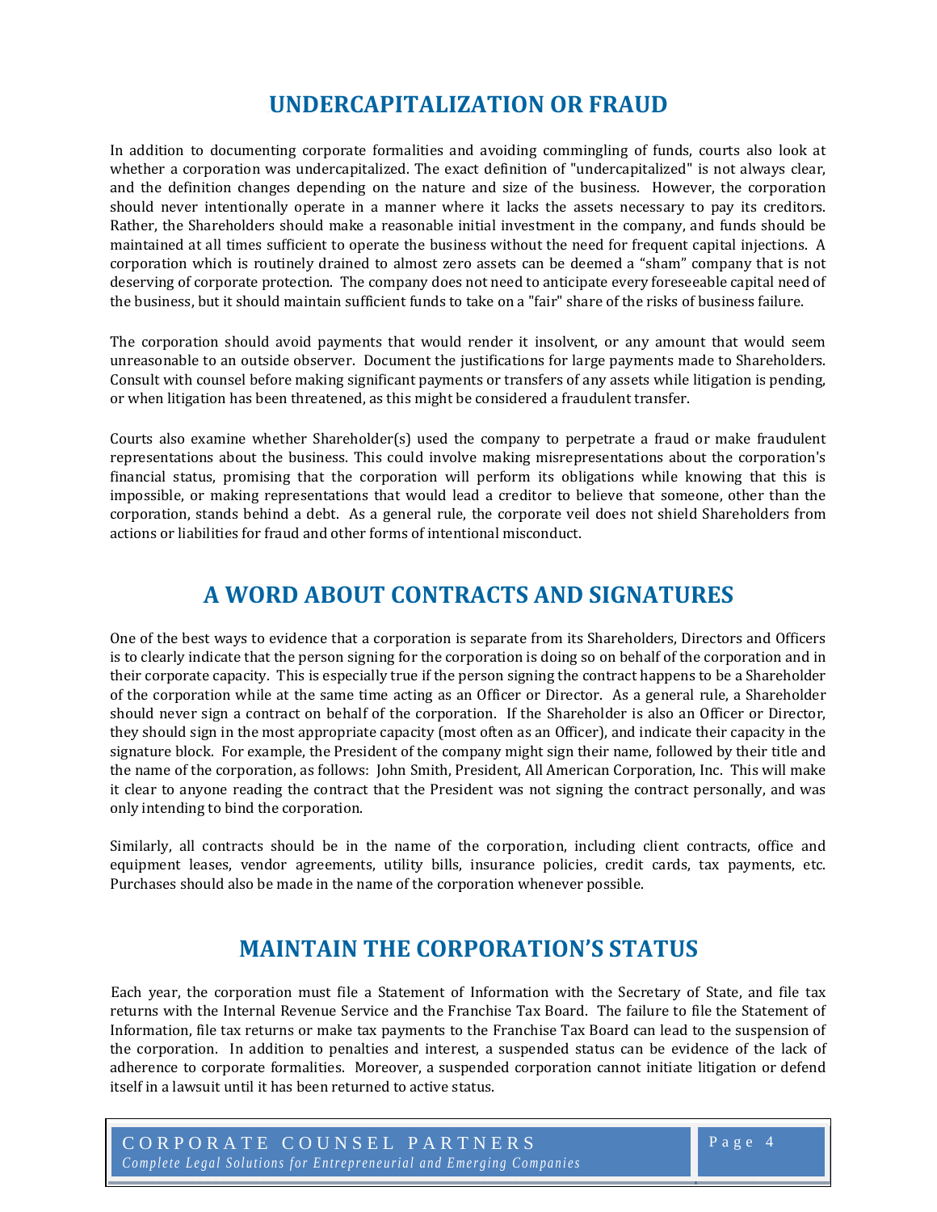## UNDERCAPITALIZATION OR FRAUD

In addition to documenting corporate formalities and avoiding commingling of funds, courts also look at whether a corporation was undercapitalized. The exact definition of "undercapitalized" is not always clear, and the definition changes depending on the nature and size of the business. However, the corporation should never intentionally operate in a manner where it lacks the assets necessary to pay its creditors. Rather, the Shareholders should make a reasonable initial investment in the company, and funds should be maintained at all times sufficient to operate the business without the need for frequent capital injections. A corporation which is routinely drained to almost zero assets can be deemed a "sham" company that is not deserving of corporate protection. The company does not need to anticipate every foreseeable capital need of the business, but it should maintain sufficient funds to take on a "fair" share of the risks of business failure.

The corporation should avoid payments that would render it insolvent, or any amount that would seem unreasonable to an outside observer. Document the justifications for large payments made to Shareholders. Consult with counsel before making significant payments or transfers of any assets while litigation is pending, or when litigation has been threatened, as this might be considered a fraudulent transfer.

Courts also examine whether Shareholder(s) used the company to perpetrate a fraud or make fraudulent representations about the business. This could involve making misrepresentations about the corporation's financial status, promising that the corporation will perform its obligations while knowing that this is impossible, or making representations that would lead a creditor to believe that someone, other than the corporation, stands behind a debt. As a general rule, the corporate veil does not shield Shareholders from actions or liabilities for fraud and other forms of intentional misconduct.

## A WORD ABOUT CONTRACTS AND SIGNATURES

One of the best ways to evidence that a corporation is separate from its Shareholders, Directors and Officers is to clearly indicate that the person signing for the corporation is doing so on behalf of the corporation and in their corporate capacity. This is especially true if the person signing the contract happens to be a Shareholder of the corporation while at the same time acting as an Officer or Director. As a general rule, a Shareholder should never sign a contract on behalf of the corporation. If the Shareholder is also an Officer or Director, they should sign in the most appropriate capacity (most often as an Officer), and indicate their capacity in the signature block. For example, the President of the company might sign their name, followed by their title and the name of the corporation, as follows: John Smith, President, All American Corporation, Inc. This will make it clear to anyone reading the contract that the President was not signing the contract personally, and was only intending to bind the corporation.

Similarly, all contracts should be in the name of the corporation, including client contracts, office and equipment leases, vendor agreements, utility bills, insurance policies, credit cards, tax payments, etc. Purchases should also be made in the name of the corporation whenever possible.

## MAINTAIN THE CORPORATION'S STATUS

Each year, the corporation must file a Statement of Information with the Secretary of State, and file tax returns with the Internal Revenue Service and the Franchise Tax Board. The failure to file the Statement of Information, file tax returns or make tax payments to the Franchise Tax Board can lead to the suspension of the corporation. In addition to penalties and interest, a suspended status can be evidence of the lack of adherence to corporate formalities. Moreover, a suspended corporation cannot initiate litigation or defend itself in a lawsuit until it has been returned to active status.